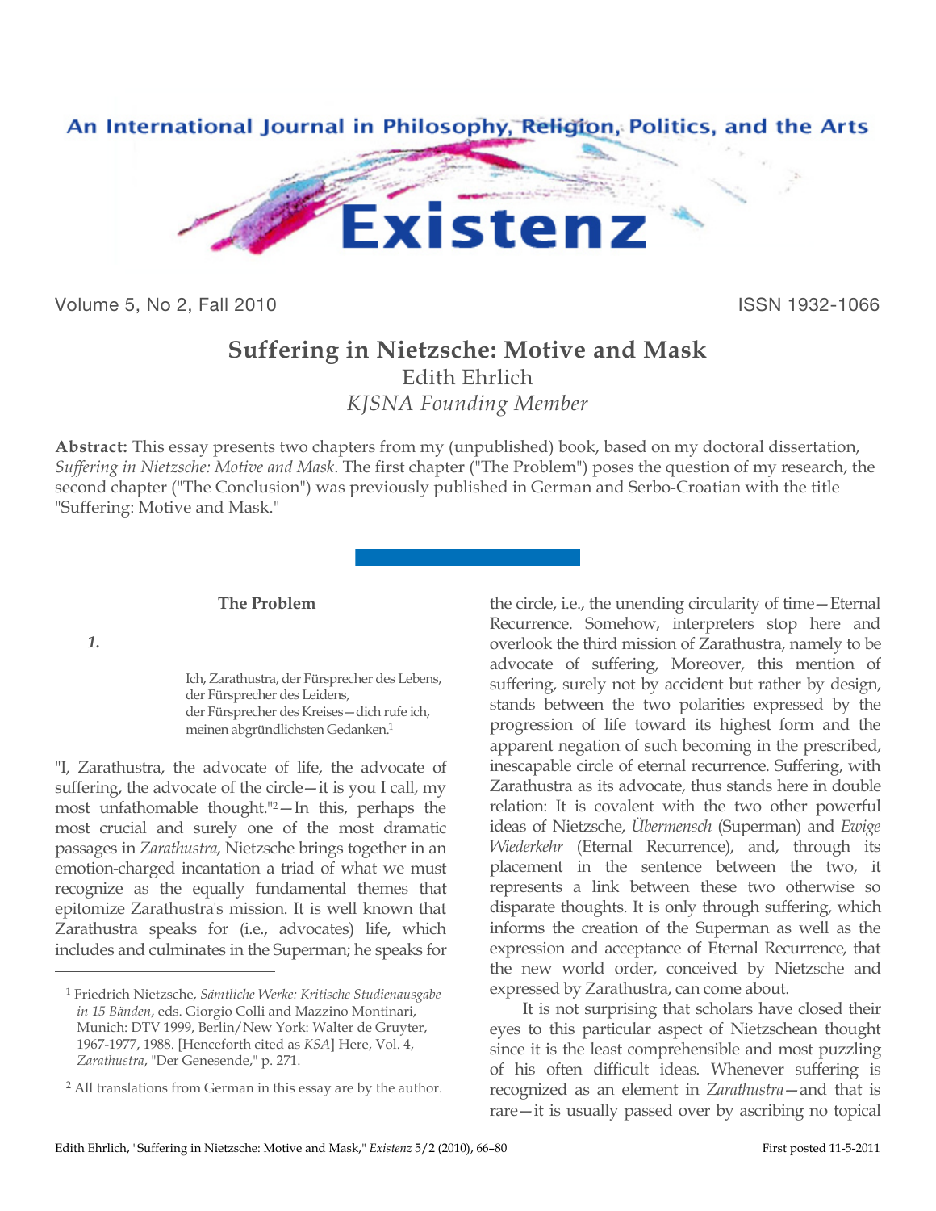An International Journal in Philosophy, Religion, Politics, and the Arts

# Existenz

Volume 5, No 2, Fall 2010 ISSN 1932-1066

# Suffering in Nietzsche: Motive and Mask

Edith Ehrlich

*KJSNA Founding Member*

**Abstract:** This essay presents two chapters from my (unpublished) book, based on my doctoral dissertation, *Suffering in Nietzsche: Motive and Mask*. The first chapter ("The Problem") poses the question of my research, the second chapter ("The Conclusion") was previously published in German and Serbo-Croatian with the title "Suffering: Motive and Mask."

## The Problem

***1.***

> Ich, Zarathustra, der Fürsprecher des Lebens,
> der Fürsprecher des Leidens,
> der Fürsprecher des Kreises—dich rufe ich,
> meinen abgründlichsten Gedanken.[1]

"I, Zarathustra, the advocate of life, the advocate of suffering, the advocate of the circle—it is you I call, my most unfathomable thought."[2]—In this, perhaps the most crucial and surely one of the most dramatic passages in *Zarathustra*, Nietzsche brings together in an emotion-charged incantation a triad of what we must recognize as the equally fundamental themes that epitomize Zarathustra's mission. It is well known that Zarathustra speaks for (i.e., advocates) life, which includes and culminates in the Superman; he speaks for the circle, i.e., the unending circularity of time—Eternal Recurrence. Somehow, interpreters stop here and overlook the third mission of Zarathustra, namely to be advocate of suffering, Moreover, this mention of suffering, surely not by accident but rather by design, stands between the two polarities expressed by the progression of life toward its highest form and the apparent negation of such becoming in the prescribed, inescapable circle of eternal recurrence. Suffering, with Zarathustra as its advocate, thus stands here in double relation: It is covalent with the two other powerful ideas of Nietzsche, *Übermensch* (Superman) and *Ewige Wiederkehr* (Eternal Recurrence), and, through its placement in the sentence between the two, it represents a link between these two otherwise so disparate thoughts. It is only through suffering, which informs the creation of the Superman as well as the expression and acceptance of Eternal Recurrence, that the new world order, conceived by Nietzsche and expressed by Zarathustra, can come about.

It is not surprising that scholars have closed their eyes to this particular aspect of Nietzschean thought since it is the least comprehensible and most puzzling of his often difficult ideas. Whenever suffering is recognized as an element in *Zarathustra*—and that is rare—it is usually passed over by ascribing no topical

---

[1] Friedrich Nietzsche, *Sämtliche Werke: Kritische Studienausgabe in 15 Bänden*, eds. Giorgio Colli and Mazzino Montinari, Munich: DTV 1999, Berlin/New York: Walter de Gruyter, 1967-1977, 1988. [Henceforth cited as *KSA*] Here, Vol. 4, *Zarathustra*, "Der Genesende," p. 271.

[2] All translations from German in this essay are by the author.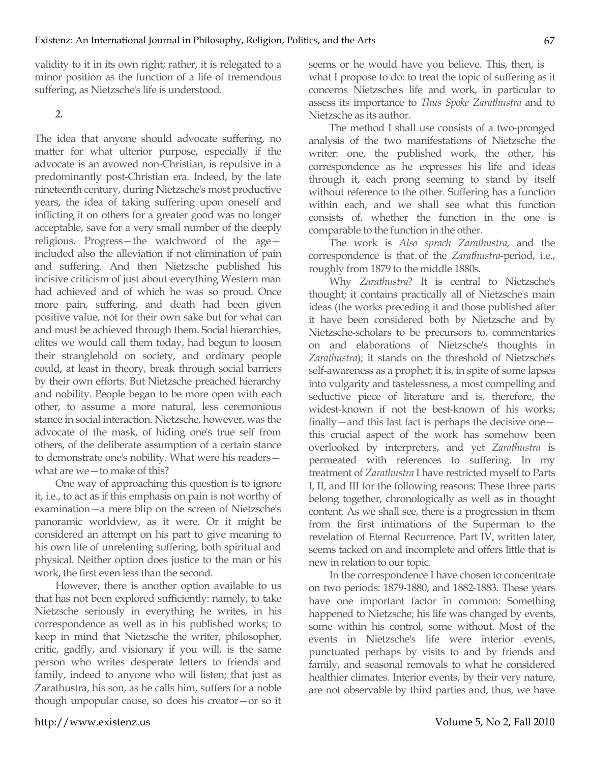validity to it in its own right; rather, it is relegated to a minor position as the function of a life of tremendous suffering, as Nietzsche's life is understood.

## 2.

The idea that anyone should advocate suffering, no matter for what ulterior purpose, especially if the advocate is an avowed non-Christian, is repulsive in a predominantly post-Christian era. Indeed, by the late nineteenth century, during Nietzsche's most productive years, the idea of taking suffering upon oneself and inflicting it on others for a greater good was no longer acceptable, save for a very small number of the deeply religious. Progress—the watchword of the age—included also the alleviation if not elimination of pain and suffering. And then Nietzsche published his incisive criticism of just about everything Western man had achieved and of which he was so proud. Once more pain, suffering, and death had been given positive value, not for their own sake but for what can and must be achieved through them. Social hierarchies, elites we would call them today, had begun to loosen their stranglehold on society, and ordinary people could, at least in theory, break through social barriers by their own efforts. But Nietzsche preached hierarchy and nobility. People began to be more open with each other, to assume a more natural, less ceremonious stance in social interaction. Nietzsche, however, was the advocate of the mask, of hiding one's true self from others, of the deliberate assumption of a certain stance to demonstrate one's nobility. What were his readers—what are we—to make of this?

One way of approaching this question is to ignore it, i.e., to act as if this emphasis on pain is not worthy of examination—a mere blip on the screen of Nietzsche's panoramic worldview, as it were. Or it might be considered an attempt on his part to give meaning to his own life of unrelenting suffering, both spiritual and physical. Neither option does justice to the man or his work, the first even less than the second.

However, there is another option available to us that has not been explored sufficiently: namely, to take Nietzsche seriously in everything he writes, in his correspondence as well as in his published works; to keep in mind that Nietzsche the writer, philosopher, critic, gadfly, and visionary if you will, is the same person who writes desperate letters to friends and family, indeed to anyone who will listen; that just as Zarathustra, his son, as he calls him, suffers for a noble though unpopular cause, so does his creator—or so it seems or he would have you believe. This, then, is what I propose to do: to treat the topic of suffering as it concerns Nietzsche's life and work, in particular to assess its importance to *Thus Spoke Zarathustra* and to Nietzsche as its author.

The method I shall use consists of a two-pronged analysis of the two manifestations of Nietzsche the writer: one, the published work, the other, his correspondence as he expresses his life and ideas through it, each prong seeming to stand by itself without reference to the other. Suffering has a function within each, and we shall see what this function consists of, whether the function in the one is comparable to the function in the other.

The work is *Also sprach Zarathustra*, and the correspondence is that of the *Zarathustra*-period, i.e., roughly from 1879 to the middle 1880s.

Why *Zarathustra*? It is central to Nietzsche's thought; it contains practically all of Nietzsche's main ideas (the works preceding it and those published after it have been considered both by Nietzsche and by Nietzsche-scholars to be precursors to, commentaries on and elaborations of Nietzsche's thoughts in *Zarathustra*); it stands on the threshold of Nietzsche's self-awareness as a prophet; it is, in spite of some lapses into vulgarity and tastelessness, a most compelling and seductive piece of literature and is, therefore, the widest-known if not the best-known of his works; finally—and this last fact is perhaps the decisive one—this crucial aspect of the work has somehow been overlooked by interpreters, and yet *Zarathustra* is permeated with references to suffering. In my treatment of *Zarathustra* I have restricted myself to Parts I, II, and III for the following reasons: These three parts belong together, chronologically as well as in thought content. As we shall see, there is a progression in them from the first intimations of the Superman to the revelation of Eternal Recurrence. Part IV, written later, seems tacked on and incomplete and offers little that is new in relation to our topic.

In the correspondence I have chosen to concentrate on two periods: 1879-1880, and 1882-1883. These years have one important factor in common: Something happened to Nietzsche; his life was changed by events, some within his control, some without. Most of the events in Nietzsche's life were interior events, punctuated perhaps by visits to and by friends and family, and seasonal removals to what he considered healthier climates. Interior events, by their very nature, are not observable by third parties and, thus, we have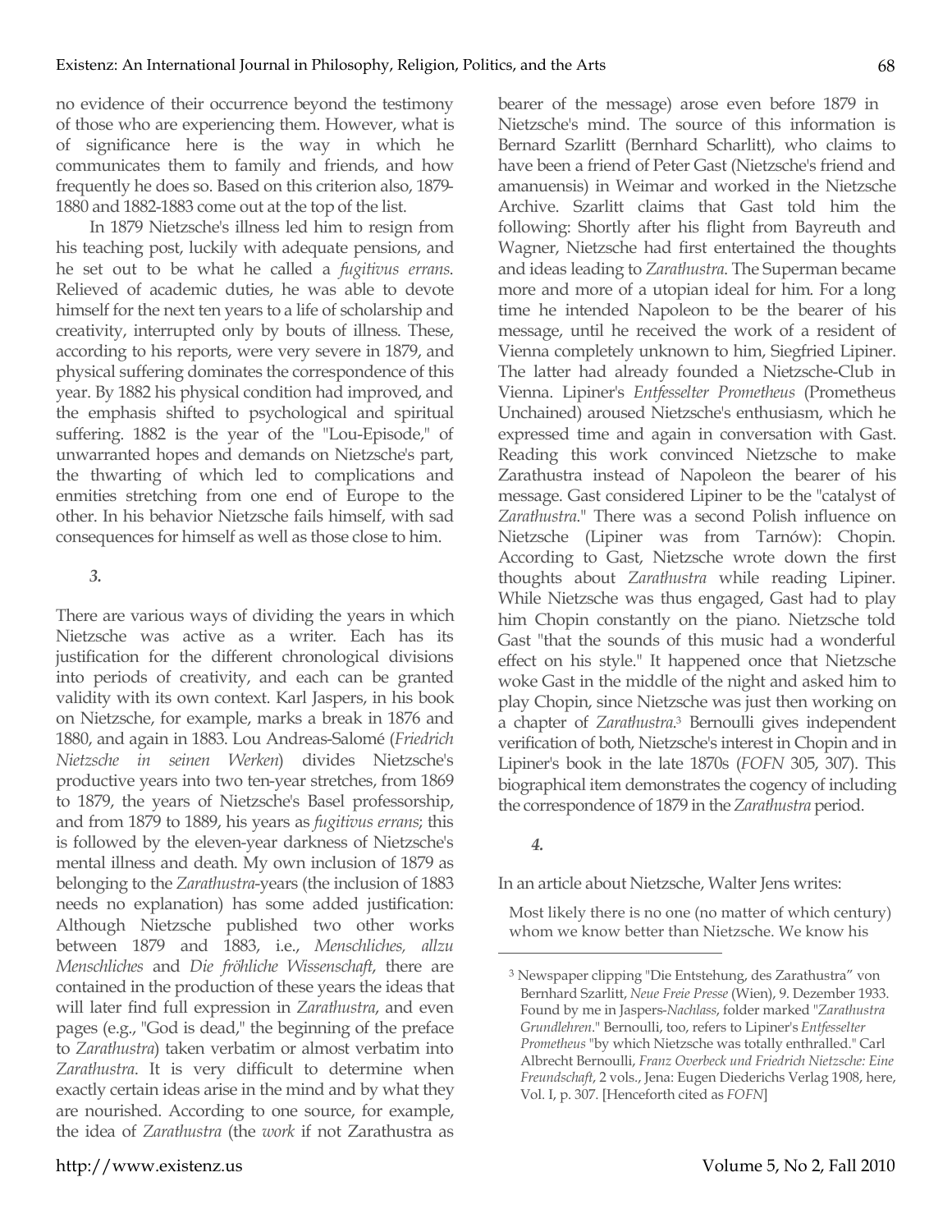no evidence of their occurrence beyond the testimony of those who are experiencing them. However, what is of significance here is the way in which he communicates them to family and friends, and how frequently he does so. Based on this criterion also, 1879-1880 and 1882-1883 come out at the top of the list.

In 1879 Nietzsche's illness led him to resign from his teaching post, luckily with adequate pensions, and he set out to be what he called a *fugitivus errans*. Relieved of academic duties, he was able to devote himself for the next ten years to a life of scholarship and creativity, interrupted only by bouts of illness. These, according to his reports, were very severe in 1879, and physical suffering dominates the correspondence of this year. By 1882 his physical condition had improved, and the emphasis shifted to psychological and spiritual suffering. 1882 is the year of the "Lou-Episode," of unwarranted hopes and demands on Nietzsche's part, the thwarting of which led to complications and enmities stretching from one end of Europe to the other. In his behavior Nietzsche fails himself, with sad consequences for himself as well as those close to him.

### *3.*

There are various ways of dividing the years in which Nietzsche was active as a writer. Each has its justification for the different chronological divisions into periods of creativity, and each can be granted validity with its own context. Karl Jaspers, in his book on Nietzsche, for example, marks a break in 1876 and 1880, and again in 1883. Lou Andreas-Salomé (*Friedrich Nietzsche in seinen Werken*) divides Nietzsche's productive years into two ten-year stretches, from 1869 to 1879, the years of Nietzsche's Basel professorship, and from 1879 to 1889, his years as *fugitivus errans*; this is followed by the eleven-year darkness of Nietzsche's mental illness and death. My own inclusion of 1879 as belonging to the *Zarathustra*-years (the inclusion of 1883 needs no explanation) has some added justification: Although Nietzsche published two other works between 1879 and 1883, i.e., *Menschliches, allzu Menschliches* and *Die fröhliche Wissenschaft*, there are contained in the production of these years the ideas that will later find full expression in *Zarathustra*, and even pages (e.g., "God is dead," the beginning of the preface to *Zarathustra*) taken verbatim or almost verbatim into *Zarathustra*. It is very difficult to determine when exactly certain ideas arise in the mind and by what they are nourished. According to one source, for example, the idea of *Zarathustra* (the *work* if not Zarathustra as bearer of the message) arose even before 1879 in Nietzsche's mind. The source of this information is Bernard Szarlitt (Bernhard Scharlitt), who claims to have been a friend of Peter Gast (Nietzsche's friend and amanuensis) in Weimar and worked in the Nietzsche Archive. Szarlitt claims that Gast told him the following: Shortly after his flight from Bayreuth and Wagner, Nietzsche had first entertained the thoughts and ideas leading to *Zarathustra*. The Superman became more and more of a utopian ideal for him. For a long time he intended Napoleon to be the bearer of his message, until he received the work of a resident of Vienna completely unknown to him, Siegfried Lipiner. The latter had already founded a Nietzsche-Club in Vienna. Lipiner's *Entfesselter Prometheus* (Prometheus Unchained) aroused Nietzsche's enthusiasm, which he expressed time and again in conversation with Gast. Reading this work convinced Nietzsche to make Zarathustra instead of Napoleon the bearer of his message. Gast considered Lipiner to be the "catalyst of *Zarathustra*." There was a second Polish influence on Nietzsche (Lipiner was from Tarnów): Chopin. According to Gast, Nietzsche wrote down the first thoughts about *Zarathustra* while reading Lipiner. While Nietzsche was thus engaged, Gast had to play him Chopin constantly on the piano. Nietzsche told Gast "that the sounds of this music had a wonderful effect on his style." It happened once that Nietzsche woke Gast in the middle of the night and asked him to play Chopin, since Nietzsche was just then working on a chapter of *Zarathustra*.[3] Bernoulli gives independent verification of both, Nietzsche's interest in Chopin and in Lipiner's book in the late 1870s (*FOFN* 305, 307). This biographical item demonstrates the cogency of including the correspondence of 1879 in the *Zarathustra* period.

### *4.*

In an article about Nietzsche, Walter Jens writes:

> Most likely there is no one (no matter of which century) whom we know better than Nietzsche. We know his

---

[3] Newspaper clipping "Die Entstehung, des Zarathustra" von Bernhard Szarlitt, *Neue Freie Presse* (Wien), 9. Dezember 1933. Found by me in Jaspers-*Nachlass*, folder marked "*Zarathustra Grundlehren*." Bernoulli, too, refers to Lipiner's *Entfesselter Prometheus* "by which Nietzsche was totally enthralled." Carl Albrecht Bernoulli, *Franz Overbeck und Friedrich Nietzsche: Eine Freundschaft*, 2 vols., Jena: Eugen Diederichs Verlag 1908, here, Vol. I, p. 307. [Henceforth cited as *FOFN*]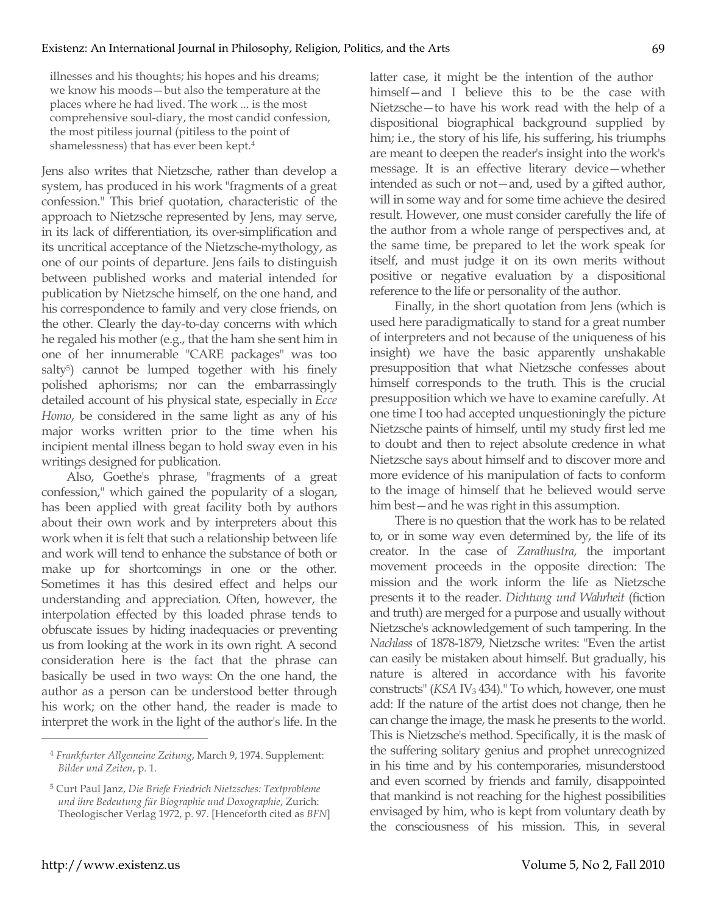> illnesses and his thoughts; his hopes and his dreams; we know his moods—but also the temperature at the places where he had lived. The work ... is the most comprehensive soul-diary, the most candid confession, the most pitiless journal (pitiless to the point of shamelessness) that has ever been kept.[4]

Jens also writes that Nietzsche, rather than develop a system, has produced in his work "fragments of a great confession." This brief quotation, characteristic of the approach to Nietzsche represented by Jens, may serve, in its lack of differentiation, its over-simplification and its uncritical acceptance of the Nietzsche-mythology, as one of our points of departure. Jens fails to distinguish between published works and material intended for publication by Nietzsche himself, on the one hand, and his correspondence to family and very close friends, on the other. Clearly the day-to-day concerns with which he regaled his mother (e.g., that the ham she sent him in one of her innumerable "CARE packages" was too salty[5]) cannot be lumped together with his finely polished aphorisms; nor can the embarrassingly detailed account of his physical state, especially in *Ecce Homo*, be considered in the same light as any of his major works written prior to the time when his incipient mental illness began to hold sway even in his writings designed for publication.

Also, Goethe's phrase, "fragments of a great confession," which gained the popularity of a slogan, has been applied with great facility both by authors about their own work and by interpreters about this work when it is felt that such a relationship between life and work will tend to enhance the substance of both or make up for shortcomings in one or the other. Sometimes it has this desired effect and helps our understanding and appreciation. Often, however, the interpolation effected by this loaded phrase tends to obfuscate issues by hiding inadequacies or preventing us from looking at the work in its own right. A second consideration here is the fact that the phrase can basically be used in two ways: On the one hand, the author as a person can be understood better through his work; on the other hand, the reader is made to interpret the work in the light of the author's life. In the latter case, it might be the intention of the author himself—and I believe this to be the case with Nietzsche—to have his work read with the help of a dispositional biographical background supplied by him; i.e., the story of his life, his suffering, his triumphs are meant to deepen the reader's insight into the work's message. It is an effective literary device—whether intended as such or not—and, used by a gifted author, will in some way and for some time achieve the desired result. However, one must consider carefully the life of the author from a whole range of perspectives and, at the same time, be prepared to let the work speak for itself, and must judge it on its own merits without positive or negative evaluation by a dispositional reference to the life or personality of the author.

Finally, in the short quotation from Jens (which is used here paradigmatically to stand for a great number of interpreters and not because of the uniqueness of his insight) we have the basic apparently unshakable presupposition that what Nietzsche confesses about himself corresponds to the truth. This is the crucial presupposition which we have to examine carefully. At one time I too had accepted unquestioningly the picture Nietzsche paints of himself, until my study first led me to doubt and then to reject absolute credence in what Nietzsche says about himself and to discover more and more evidence of his manipulation of facts to conform to the image of himself that he believed would serve him best—and he was right in this assumption.

There is no question that the work has to be related to, or in some way even determined by, the life of its creator. In the case of *Zarathustra*, the important movement proceeds in the opposite direction: The mission and the work inform the life as Nietzsche presents it to the reader. *Dichtung und Wahrheit* (fiction and truth) are merged for a purpose and usually without Nietzsche's acknowledgement of such tampering. In the *Nachlass* of 1878-1879, Nietzsche writes: "Even the artist can easily be mistaken about himself. But gradually, his nature is altered in accordance with his favorite constructs" (*KSA* $IV_3$ 434)." To which, however, one must add: If the nature of the artist does not change, then he can change the image, the mask he presents to the world. This is Nietzsche's method. Specifically, it is the mask of the suffering solitary genius and prophet unrecognized in his time and by his contemporaries, misunderstood and even scorned by friends and family, disappointed that mankind is not reaching for the highest possibilities envisaged by him, who is kept from voluntary death by the consciousness of his mission. This, in several

---

[4] *Frankfurter Allgemeine Zeitung*, March 9, 1974. Supplement: *Bilder und Zeiten*, p. 1.

[5] Curt Paul Janz, *Die Briefe Friedrich Nietzsches: Textprobleme und ihre Bedeutung für Biographie und Doxographie*, Zurich: Theologischer Verlag 1972, p. 97. [Henceforth cited as *BFN*]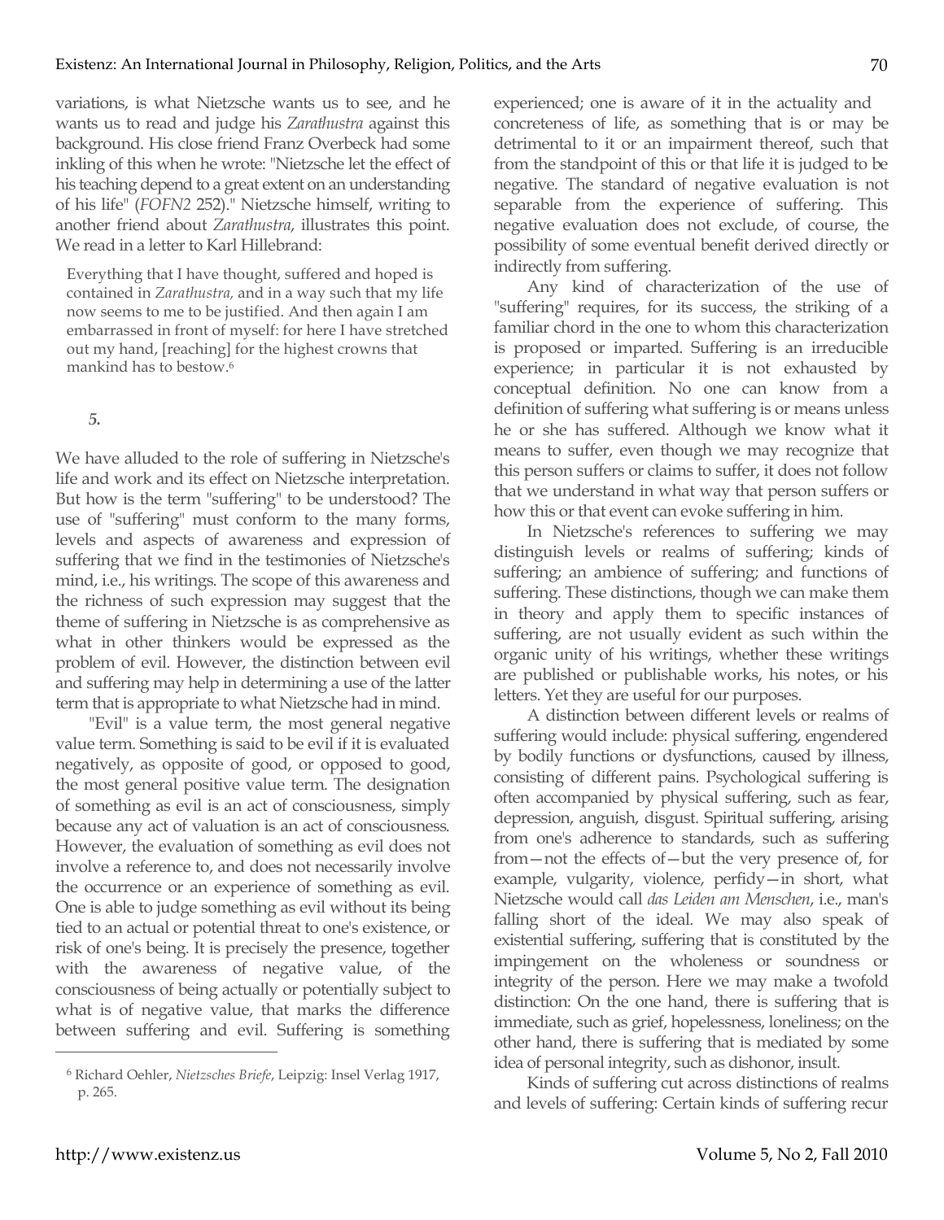variations, is what Nietzsche wants us to see, and he wants us to read and judge his *Zarathustra* against this background. His close friend Franz Overbeck had some inkling of this when he wrote: "Nietzsche let the effect of his teaching depend to a great extent on an understanding of his life" (*FOFN2* 252)." Nietzsche himself, writing to another friend about *Zarathustra*, illustrates this point. We read in a letter to Karl Hillebrand:

> Everything that I have thought, suffered and hoped is contained in *Zarathustra,* and in a way such that my life now seems to me to be justified. And then again I am embarrassed in front of myself: for here I have stretched out my hand, [reaching] for the highest crowns that mankind has to bestow.[6]

*5.*

We have alluded to the role of suffering in Nietzsche's life and work and its effect on Nietzsche interpretation. But how is the term "suffering" to be understood? The use of "suffering" must conform to the many forms, levels and aspects of awareness and expression of suffering that we find in the testimonies of Nietzsche's mind, i.e., his writings. The scope of this awareness and the richness of such expression may suggest that the theme of suffering in Nietzsche is as comprehensive as what in other thinkers would be expressed as the problem of evil. However, the distinction between evil and suffering may help in determining a use of the latter term that is appropriate to what Nietzsche had in mind.

"Evil" is a value term, the most general negative value term. Something is said to be evil if it is evaluated negatively, as opposite of good, or opposed to good, the most general positive value term. The designation of something as evil is an act of consciousness, simply because any act of valuation is an act of consciousness. However, the evaluation of something as evil does not involve a reference to, and does not necessarily involve the occurrence or an experience of something as evil. One is able to judge something as evil without its being tied to an actual or potential threat to one's existence, or risk of one's being. It is precisely the presence, together with the awareness of negative value, of the consciousness of being actually or potentially subject to what is of negative value, that marks the difference between suffering and evil. Suffering is something experienced; one is aware of it in the actuality and concreteness of life, as something that is or may be detrimental to it or an impairment thereof, such that from the standpoint of this or that life it is judged to be negative. The standard of negative evaluation is not separable from the experience of suffering. This negative evaluation does not exclude, of course, the possibility of some eventual benefit derived directly or indirectly from suffering.

Any kind of characterization of the use of "suffering" requires, for its success, the striking of a familiar chord in the one to whom this characterization is proposed or imparted. Suffering is an irreducible experience; in particular it is not exhausted by conceptual definition. No one can know from a definition of suffering what suffering is or means unless he or she has suffered. Although we know what it means to suffer, even though we may recognize that this person suffers or claims to suffer, it does not follow that we understand in what way that person suffers or how this or that event can evoke suffering in him.

In Nietzsche's references to suffering we may distinguish levels or realms of suffering; kinds of suffering; an ambience of suffering; and functions of suffering. These distinctions, though we can make them in theory and apply them to specific instances of suffering, are not usually evident as such within the organic unity of his writings, whether these writings are published or publishable works, his notes, or his letters. Yet they are useful for our purposes.

A distinction between different levels or realms of suffering would include: physical suffering, engendered by bodily functions or dysfunctions, caused by illness, consisting of different pains. Psychological suffering is often accompanied by physical suffering, such as fear, depression, anguish, disgust. Spiritual suffering, arising from one's adherence to standards, such as suffering from—not the effects of—but the very presence of, for example, vulgarity, violence, perfidy—in short, what Nietzsche would call *das Leiden am Menschen*, i.e., man's falling short of the ideal. We may also speak of existential suffering, suffering that is constituted by the impingement on the wholeness or soundness or integrity of the person. Here we may make a twofold distinction: On the one hand, there is suffering that is immediate, such as grief, hopelessness, loneliness; on the other hand, there is suffering that is mediated by some idea of personal integrity, such as dishonor, insult.

Kinds of suffering cut across distinctions of realms and levels of suffering: Certain kinds of suffering recur

[6] Richard Oehler, *Nietzsches Briefe*, Leipzig: Insel Verlag 1917, p. 265.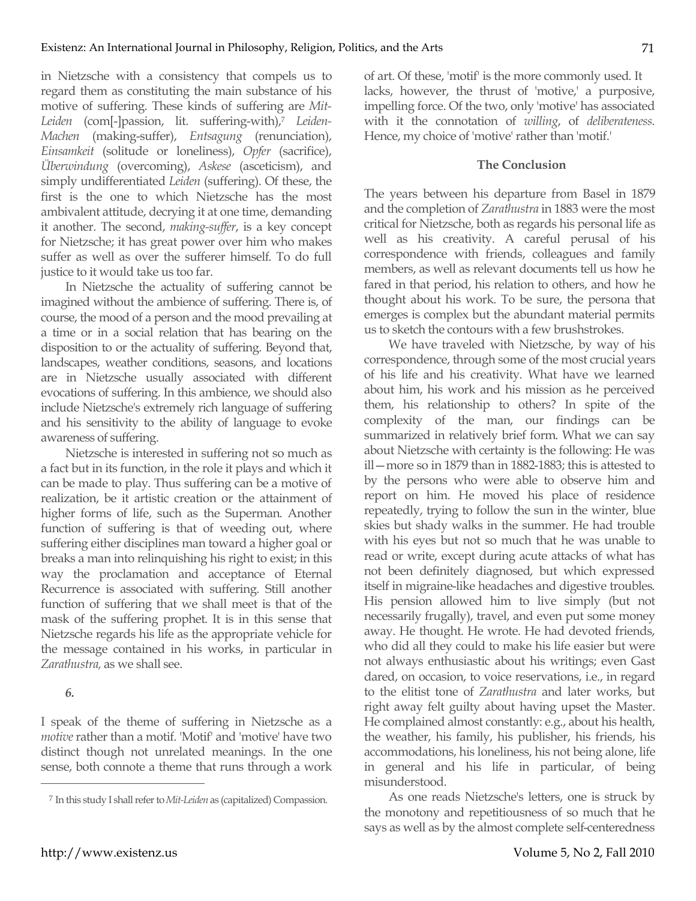in Nietzsche with a consistency that compels us to regard them as constituting the main substance of his motive of suffering. These kinds of suffering are *Mit-Leiden* (com[-]passion, lit. suffering-with),[7] *Leiden-Machen* (making-suffer), *Entsagung* (renunciation), *Einsamkeit* (solitude or loneliness), *Opfer* (sacrifice), *Überwindung* (overcoming), *Askese* (asceticism), and simply undifferentiated *Leiden* (suffering). Of these, the first is the one to which Nietzsche has the most ambivalent attitude, decrying it at one time, demanding it another. The second, *making-suffer*, is a key concept for Nietzsche; it has great power over him who makes suffer as well as over the sufferer himself. To do full justice to it would take us too far.

In Nietzsche the actuality of suffering cannot be imagined without the ambience of suffering. There is, of course, the mood of a person and the mood prevailing at a time or in a social relation that has bearing on the disposition to or the actuality of suffering. Beyond that, landscapes, weather conditions, seasons, and locations are in Nietzsche usually associated with different evocations of suffering. In this ambience, we should also include Nietzsche's extremely rich language of suffering and his sensitivity to the ability of language to evoke awareness of suffering.

Nietzsche is interested in suffering not so much as a fact but in its function, in the role it plays and which it can be made to play. Thus suffering can be a motive of realization, be it artistic creation or the attainment of higher forms of life, such as the Superman. Another function of suffering is that of weeding out, where suffering either disciplines man toward a higher goal or breaks a man into relinquishing his right to exist; in this way the proclamation and acceptance of Eternal Recurrence is associated with suffering. Still another function of suffering that we shall meet is that of the mask of the suffering prophet. It is in this sense that Nietzsche regards his life as the appropriate vehicle for the message contained in his works, in particular in *Zarathustra,* as we shall see.

*6.*

I speak of the theme of suffering in Nietzsche as a *motive* rather than a motif. 'Motif' and 'motive' have two distinct though not unrelated meanings. In the one sense, both connote a theme that runs through a work of art. Of these, 'motif' is the more commonly used. It lacks, however, the thrust of 'motive,' a purposive, impelling force. Of the two, only 'motive' has associated with it the connotation of *willing*, of *deliberateness*. Hence, my choice of 'motive' rather than 'motif.'

### The Conclusion

The years between his departure from Basel in 1879 and the completion of *Zarathustra* in 1883 were the most critical for Nietzsche, both as regards his personal life as well as his creativity. A careful perusal of his correspondence with friends, colleagues and family members, as well as relevant documents tell us how he fared in that period, his relation to others, and how he thought about his work. To be sure, the persona that emerges is complex but the abundant material permits us to sketch the contours with a few brushstrokes.

We have traveled with Nietzsche, by way of his correspondence, through some of the most crucial years of his life and his creativity. What have we learned about him, his work and his mission as he perceived them, his relationship to others? In spite of the complexity of the man, our findings can be summarized in relatively brief form. What we can say about Nietzsche with certainty is the following: He was ill—more so in 1879 than in 1882-1883; this is attested to by the persons who were able to observe him and report on him. He moved his place of residence repeatedly, trying to follow the sun in the winter, blue skies but shady walks in the summer. He had trouble with his eyes but not so much that he was unable to read or write, except during acute attacks of what has not been definitely diagnosed, but which expressed itself in migraine-like headaches and digestive troubles. His pension allowed him to live simply (but not necessarily frugally), travel, and even put some money away. He thought. He wrote. He had devoted friends, who did all they could to make his life easier but were not always enthusiastic about his writings; even Gast dared, on occasion, to voice reservations, i.e., in regard to the elitist tone of *Zarathustra* and later works, but right away felt guilty about having upset the Master. He complained almost constantly: e.g., about his health, the weather, his family, his publisher, his friends, his accommodations, his loneliness, his not being alone, life in general and his life in particular, of being misunderstood.

As one reads Nietzsche's letters, one is struck by the monotony and repetitiousness of so much that he says as well as by the almost complete self-centeredness

[7] In this study I shall refer to *Mit-Leiden* as (capitalized) Compassion.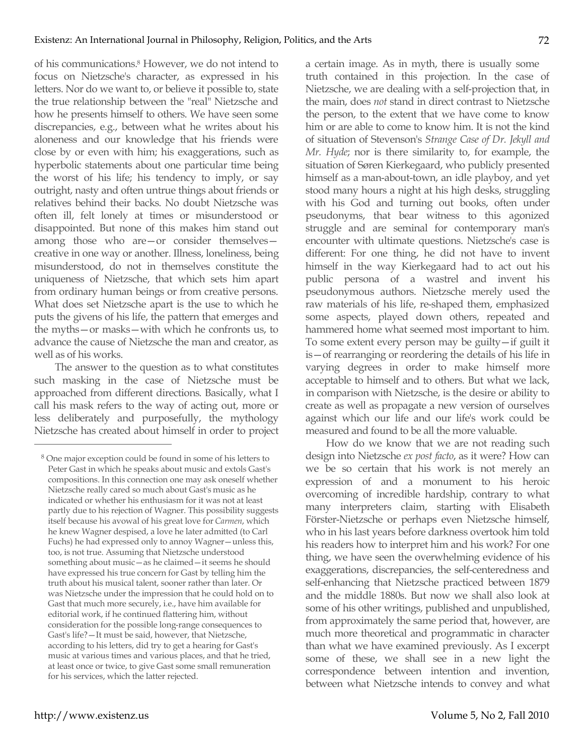of his communications.[8] However, we do not intend to focus on Nietzsche's character, as expressed in his letters. Nor do we want to, or believe it possible to, state the true relationship between the "real" Nietzsche and how he presents himself to others. We have seen some discrepancies, e.g., between what he writes about his aloneness and our knowledge that his friends were close by or even with him; his exaggerations, such as hyperbolic statements about one particular time being the worst of his life; his tendency to imply, or say outright, nasty and often untrue things about friends or relatives behind their backs. No doubt Nietzsche was often ill, felt lonely at times or misunderstood or disappointed. But none of this makes him stand out among those who are—or consider themselves—creative in one way or another. Illness, loneliness, being misunderstood, do not in themselves constitute the uniqueness of Nietzsche, that which sets him apart from ordinary human beings or from creative persons. What does set Nietzsche apart is the use to which he puts the givens of his life, the pattern that emerges and the myths—or masks—with which he confronts us, to advance the cause of Nietzsche the man and creator, as well as of his works.

The answer to the question as to what constitutes such masking in the case of Nietzsche must be approached from different directions. Basically, what I call his mask refers to the way of acting out, more or less deliberately and purposefully, the mythology Nietzsche has created about himself in order to project a certain image. As in myth, there is usually some truth contained in this projection. In the case of Nietzsche, we are dealing with a self-projection that, in the main, does *not* stand in direct contrast to Nietzsche the person, to the extent that we have come to know him or are able to come to know him. It is not the kind of situation of Stevenson's *Strange Case of Dr. Jekyll and Mr. Hyde*; nor is there similarity to, for example, the situation of Søren Kierkegaard, who publicly presented himself as a man-about-town, an idle playboy, and yet stood many hours a night at his high desks, struggling with his God and turning out books, often under pseudonyms, that bear witness to this agonized struggle and are seminal for contemporary man's encounter with ultimate questions. Nietzsche's case is different: For one thing, he did not have to invent himself in the way Kierkegaard had to act out his public persona of a wastrel and invent his pseudonymous authors. Nietzsche merely used the raw materials of his life, re-shaped them, emphasized some aspects, played down others, repeated and hammered home what seemed most important to him. To some extent every person may be guilty—if guilt it is—of rearranging or reordering the details of his life in varying degrees in order to make himself more acceptable to himself and to others. But what we lack, in comparison with Nietzsche, is the desire or ability to create as well as propagate a new version of ourselves against which our life and our life's work could be measured and found to be all the more valuable.

How do we know that we are not reading such design into Nietzsche *ex post facto*, as it were? How can we be so certain that his work is not merely an expression of and a monument to his heroic overcoming of incredible hardship, contrary to what many interpreters claim, starting with Elisabeth Förster-Nietzsche or perhaps even Nietzsche himself, who in his last years before darkness overtook him told his readers how to interpret him and his work? For one thing, we have seen the overwhelming evidence of his exaggerations, discrepancies, the self-centeredness and self-enhancing that Nietzsche practiced between 1879 and the middle 1880s. But now we shall also look at some of his other writings, published and unpublished, from approximately the same period that, however, are much more theoretical and programmatic in character than what we have examined previously. As I excerpt some of these, we shall see in a new light the correspondence between intention and invention, between what Nietzsche intends to convey and what

---

[8] One major exception could be found in some of his letters to Peter Gast in which he speaks about music and extols Gast's compositions. In this connection one may ask oneself whether Nietzsche really cared so much about Gast's music as he indicated or whether his enthusiasm for it was not at least partly due to his rejection of Wagner. This possibility suggests itself because his avowal of his great love for *Carmen*, which he knew Wagner despised, a love he later admitted (to Carl Fuchs) he had expressed only to annoy Wagner—unless this, too, is not true. Assuming that Nietzsche understood something about music—as he claimed—it seems he should have expressed his true concern for Gast by telling him the truth about his musical talent, sooner rather than later. Or was Nietzsche under the impression that he could hold on to Gast that much more securely, i.e., have him available for editorial work, if he continued flattering him, without consideration for the possible long-range consequences to Gast's life?—It must be said, however, that Nietzsche, according to his letters, did try to get a hearing for Gast's music at various times and various places, and that he tried, at least once or twice, to give Gast some small remuneration for his services, which the latter rejected.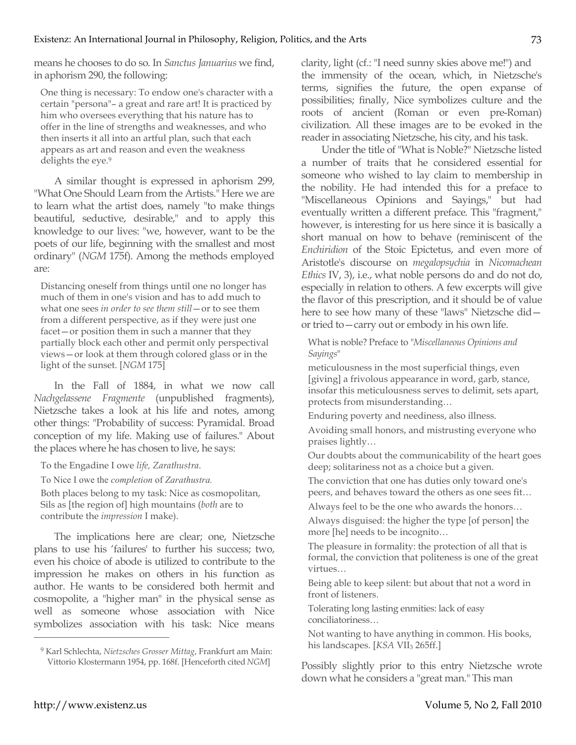means he chooses to do so. In *Sanctus Januarius* we find, in aphorism 290, the following:

> One thing is necessary: To endow one's character with a certain "persona"– a great and rare art! It is practiced by him who oversees everything that his nature has to offer in the line of strengths and weaknesses, and who then inserts it all into an artful plan, such that each appears as art and reason and even the weakness delights the eye.[9]

A similar thought is expressed in aphorism 299, "What One Should Learn from the Artists." Here we are to learn what the artist does, namely "to make things beautiful, seductive, desirable," and to apply this knowledge to our lives: "we, however, want to be the poets of our life, beginning with the smallest and most ordinary" (*NGM* 175f). Among the methods employed are:

> Distancing oneself from things until one no longer has much of them in one's vision and has to add much to what one sees *in order to see them still*—or to see them from a different perspective, as if they were just one facet—or position them in such a manner that they partially block each other and permit only perspectival views—or look at them through colored glass or in the light of the sunset. [*NGM* 175]

In the Fall of 1884, in what we now call *Nachgelassene Fragmente* (unpublished fragments), Nietzsche takes a look at his life and notes, among other things: "Probability of success: Pyramidal. Broad conception of my life. Making use of failures." About the places where he has chosen to live, he says:

> To the Engadine I owe *life, Zarathustra*.
>
> To Nice I owe the *completion* of *Zarathustra.*
>
> Both places belong to my task: Nice as cosmopolitan, Sils as [the region of] high mountains (*both* are to contribute the *impression* I make).

The implications here are clear; one, Nietzsche plans to use his 'failures' to further his success; two, even his choice of abode is utilized to contribute to the impression he makes on others in his function as author. He wants to be considered both hermit and cosmopolite, a "higher man" in the physical sense as well as someone whose association with Nice symbolizes association with his task: Nice means clarity, light (cf.: "I need sunny skies above me!") and the immensity of the ocean, which, in Nietzsche's terms, signifies the future, the open expanse of possibilities; finally, Nice symbolizes culture and the roots of ancient (Roman or even pre-Roman) civilization. All these images are to be evoked in the reader in associating Nietzsche, his city, and his task.

Under the title of "What is Noble?" Nietzsche listed a number of traits that he considered essential for someone who wished to lay claim to membership in the nobility. He had intended this for a preface to "Miscellaneous Opinions and Sayings," but had eventually written a different preface. This "fragment," however, is interesting for us here since it is basically a short manual on how to behave (reminiscent of the *Enchiridion* of the Stoic Epictetus, and even more of Aristotle's discourse on *megalopsychia* in *Nicomachean Ethics* IV, 3), i.e., what noble persons do and do not do, especially in relation to others. A few excerpts will give the flavor of this prescription, and it should be of value here to see how many of these "laws" Nietzsche did—or tried to—carry out or embody in his own life.

> What is noble? Preface to "*Miscellaneous Opinions and Sayings*"
>
> meticulousness in the most superficial things, even [giving] a frivolous appearance in word, garb, stance, insofar this meticulousness serves to delimit, sets apart, protects from misunderstanding…
>
> Enduring poverty and neediness, also illness.
>
> Avoiding small honors, and mistrusting everyone who praises lightly…
>
> Our doubts about the communicability of the heart goes deep; solitariness not as a choice but a given.
>
> The conviction that one has duties only toward one's peers, and behaves toward the others as one sees fit…
>
> Always feel to be the one who awards the honors…
>
> Always disguised: the higher the type [of person] the more [he] needs to be incognito…
>
> The pleasure in formality: the protection of all that is formal, the conviction that politeness is one of the great virtues…
>
> Being able to keep silent: but about that not a word in front of listeners.
>
> Tolerating long lasting enmities: lack of easy conciliatoriness…
>
> Not wanting to have anything in common. His books, his landscapes. [*KSA* VII$_3$ 265ff.]

Possibly slightly prior to this entry Nietzsche wrote down what he considers a "great man." This man

[9] Karl Schlechta, *Nietzsches Grosser Mittag*, Frankfurt am Main: Vittorio Klostermann 1954, pp. 168f. [Henceforth cited *NGM*]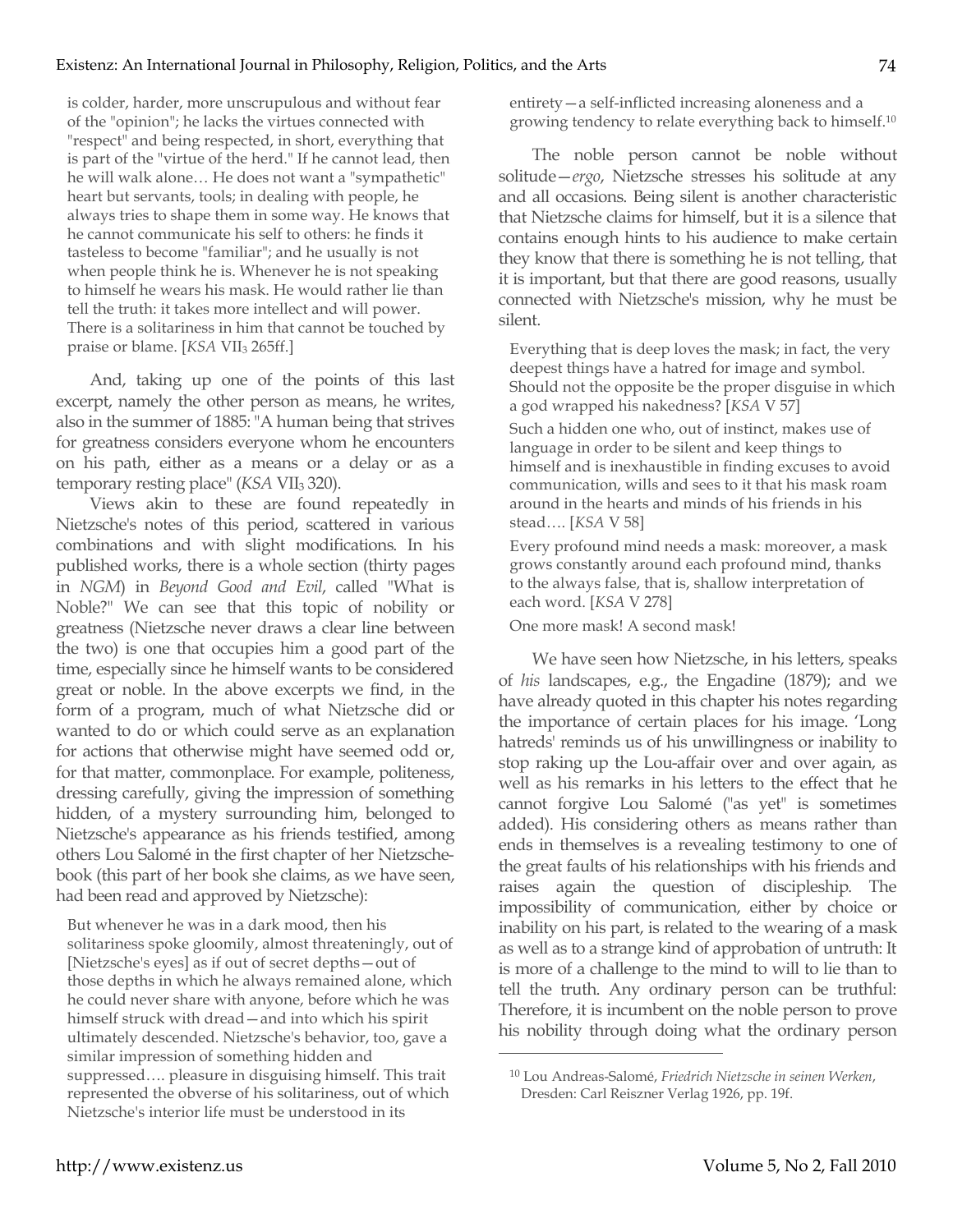is colder, harder, more unscrupulous and without fear of the "opinion"; he lacks the virtues connected with "respect" and being respected, in short, everything that is part of the "virtue of the herd." If he cannot lead, then he will walk alone… He does not want a "sympathetic" heart but servants, tools; in dealing with people, he always tries to shape them in some way. He knows that he cannot communicate his self to others: he finds it tasteless to become "familiar"; and he usually is not when people think he is. Whenever he is not speaking to himself he wears his mask. He would rather lie than tell the truth: it takes more intellect and will power. There is a solitariness in him that cannot be touched by praise or blame. [*KSA* VII$_3$ 265ff.]

And, taking up one of the points of this last excerpt, namely the other person as means, he writes, also in the summer of 1885: "A human being that strives for greatness considers everyone whom he encounters on his path, either as a means or a delay or as a temporary resting place" (*KSA* VII$_3$ 320).

Views akin to these are found repeatedly in Nietzsche's notes of this period, scattered in various combinations and with slight modifications. In his published works, there is a whole section (thirty pages in *NGM*) in *Beyond Good and Evil*, called "What is Noble?" We can see that this topic of nobility or greatness (Nietzsche never draws a clear line between the two) is one that occupies him a good part of the time, especially since he himself wants to be considered great or noble. In the above excerpts we find, in the form of a program, much of what Nietzsche did or wanted to do or which could serve as an explanation for actions that otherwise might have seemed odd or, for that matter, commonplace. For example, politeness, dressing carefully, giving the impression of something hidden, of a mystery surrounding him, belonged to Nietzsche's appearance as his friends testified, among others Lou Salomé in the first chapter of her Nietzsche-book (this part of her book she claims, as we have seen, had been read and approved by Nietzsche):

But whenever he was in a dark mood, then his solitariness spoke gloomily, almost threateningly, out of [Nietzsche's eyes] as if out of secret depths—out of those depths in which he always remained alone, which he could never share with anyone, before which he was himself struck with dread—and into which his spirit ultimately descended. Nietzsche's behavior, too, gave a similar impression of something hidden and suppressed…. pleasure in disguising himself. This trait represented the obverse of his solitariness, out of which Nietzsche's interior life must be understood in its entirety—a self-inflicted increasing aloneness and a growing tendency to relate everything back to himself.[10]

The noble person cannot be noble without solitude—*ergo*, Nietzsche stresses his solitude at any and all occasions. Being silent is another characteristic that Nietzsche claims for himself, but it is a silence that contains enough hints to his audience to make certain they know that there is something he is not telling, that it is important, but that there are good reasons, usually connected with Nietzsche's mission, why he must be silent.

Everything that is deep loves the mask; in fact, the very deepest things have a hatred for image and symbol. Should not the opposite be the proper disguise in which a god wrapped his nakedness? [*KSA* V 57]

Such a hidden one who, out of instinct, makes use of language in order to be silent and keep things to himself and is inexhaustible in finding excuses to avoid communication, wills and sees to it that his mask roam around in the hearts and minds of his friends in his stead…. [*KSA* V 58]

Every profound mind needs a mask: moreover, a mask grows constantly around each profound mind, thanks to the always false, that is, shallow interpretation of each word. [*KSA* V 278]

One more mask! A second mask!

We have seen how Nietzsche, in his letters, speaks of *his* landscapes, e.g., the Engadine (1879); and we have already quoted in this chapter his notes regarding the importance of certain places for his image. 'Long hatreds' reminds us of his unwillingness or inability to stop raking up the Lou-affair over and over again, as well as his remarks in his letters to the effect that he cannot forgive Lou Salomé ("as yet" is sometimes added). His considering others as means rather than ends in themselves is a revealing testimony to one of the great faults of his relationships with his friends and raises again the question of discipleship. The impossibility of communication, either by choice or inability on his part, is related to the wearing of a mask as well as to a strange kind of approbation of untruth: It is more of a challenge to the mind to will to lie than to tell the truth. Any ordinary person can be truthful: Therefore, it is incumbent on the noble person to prove his nobility through doing what the ordinary person

---

[10] Lou Andreas-Salomé, *Friedrich Nietzsche in seinen Werken*, Dresden: Carl Reiszner Verlag 1926, pp. 19f.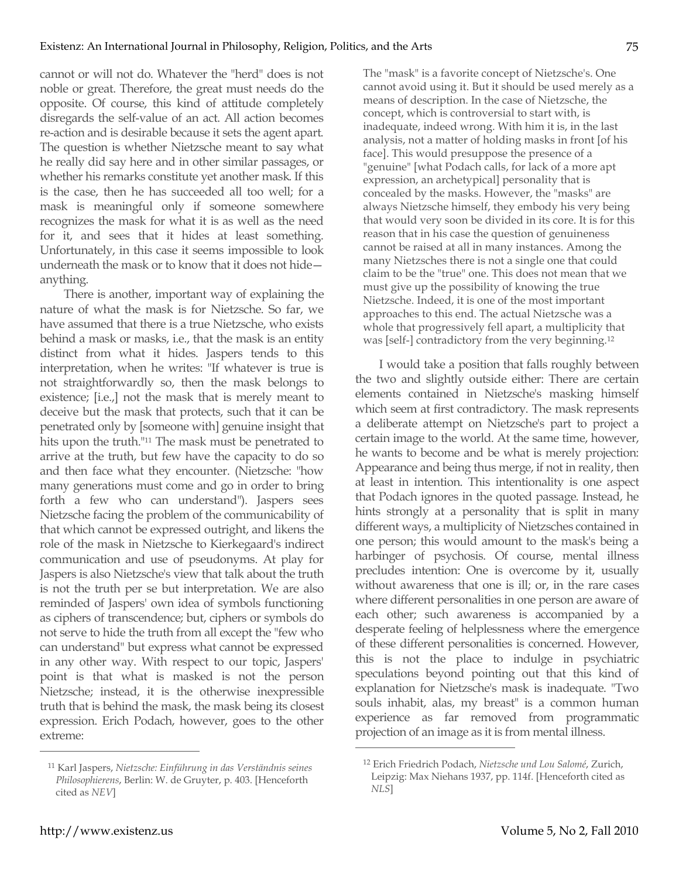cannot or will not do. Whatever the "herd" does is not noble or great. Therefore, the great must needs do the opposite. Of course, this kind of attitude completely disregards the self-value of an act. All action becomes re-action and is desirable because it sets the agent apart. The question is whether Nietzsche meant to say what he really did say here and in other similar passages, or whether his remarks constitute yet another mask. If this is the case, then he has succeeded all too well; for a mask is meaningful only if someone somewhere recognizes the mask for what it is as well as the need for it, and sees that it hides at least something. Unfortunately, in this case it seems impossible to look underneath the mask or to know that it does not hide—anything.

There is another, important way of explaining the nature of what the mask is for Nietzsche. So far, we have assumed that there is a true Nietzsche, who exists behind a mask or masks, i.e., that the mask is an entity distinct from what it hides. Jaspers tends to this interpretation, when he writes: "If whatever is true is not straightforwardly so, then the mask belongs to existence; [i.e.,] not the mask that is merely meant to deceive but the mask that protects, such that it can be penetrated only by [someone with] genuine insight that hits upon the truth."[11] The mask must be penetrated to arrive at the truth, but few have the capacity to do so and then face what they encounter. (Nietzsche: "how many generations must come and go in order to bring forth a few who can understand"). Jaspers sees Nietzsche facing the problem of the communicability of that which cannot be expressed outright, and likens the role of the mask in Nietzsche to Kierkegaard's indirect communication and use of pseudonyms. At play for Jaspers is also Nietzsche's view that talk about the truth is not the truth per se but interpretation. We are also reminded of Jaspers' own idea of symbols functioning as ciphers of transcendence; but, ciphers or symbols do not serve to hide the truth from all except the "few who can understand" but express what cannot be expressed in any other way. With respect to our topic, Jaspers' point is that what is masked is not the person Nietzsche; instead, it is the otherwise inexpressible truth that is behind the mask, the mask being its closest expression. Erich Podach, however, goes to the other extreme:

> The "mask" is a favorite concept of Nietzsche's. One cannot avoid using it. But it should be used merely as a means of description. In the case of Nietzsche, the concept, which is controversial to start with, is inadequate, indeed wrong. With him it is, in the last analysis, not a matter of holding masks in front [of his face]. This would presuppose the presence of a "genuine" [what Podach calls, for lack of a more apt expression, an archetypical] personality that is concealed by the masks. However, the "masks" are always Nietzsche himself, they embody his very being that would very soon be divided in its core. It is for this reason that in his case the question of genuineness cannot be raised at all in many instances. Among the many Nietzsches there is not a single one that could claim to be the "true" one. This does not mean that we must give up the possibility of knowing the true Nietzsche. Indeed, it is one of the most important approaches to this end. The actual Nietzsche was a whole that progressively fell apart, a multiplicity that was [self-] contradictory from the very beginning.[12]

I would take a position that falls roughly between the two and slightly outside either: There are certain elements contained in Nietzsche's masking himself which seem at first contradictory. The mask represents a deliberate attempt on Nietzsche's part to project a certain image to the world. At the same time, however, he wants to become and be what is merely projection: Appearance and being thus merge, if not in reality, then at least in intention. This intentionality is one aspect that Podach ignores in the quoted passage. Instead, he hints strongly at a personality that is split in many different ways, a multiplicity of Nietzsches contained in one person; this would amount to the mask's being a harbinger of psychosis. Of course, mental illness precludes intention: One is overcome by it, usually without awareness that one is ill; or, in the rare cases where different personalities in one person are aware of each other; such awareness is accompanied by a desperate feeling of helplessness where the emergence of these different personalities is concerned. However, this is not the place to indulge in psychiatric speculations beyond pointing out that this kind of explanation for Nietzsche's mask is inadequate. "Two souls inhabit, alas, my breast" is a common human experience as far removed from programmatic projection of an image as it is from mental illness.

---

[11] Karl Jaspers, *Nietzsche: Einführung in das Verständnis seines Philosophierens*, Berlin: W. de Gruyter, p. 403. [Henceforth cited as *NEV*]

[12] Erich Friedrich Podach, *Nietzsche und Lou Salomé*, Zurich, Leipzig: Max Niehans 1937, pp. 114f. [Henceforth cited as *NLS*]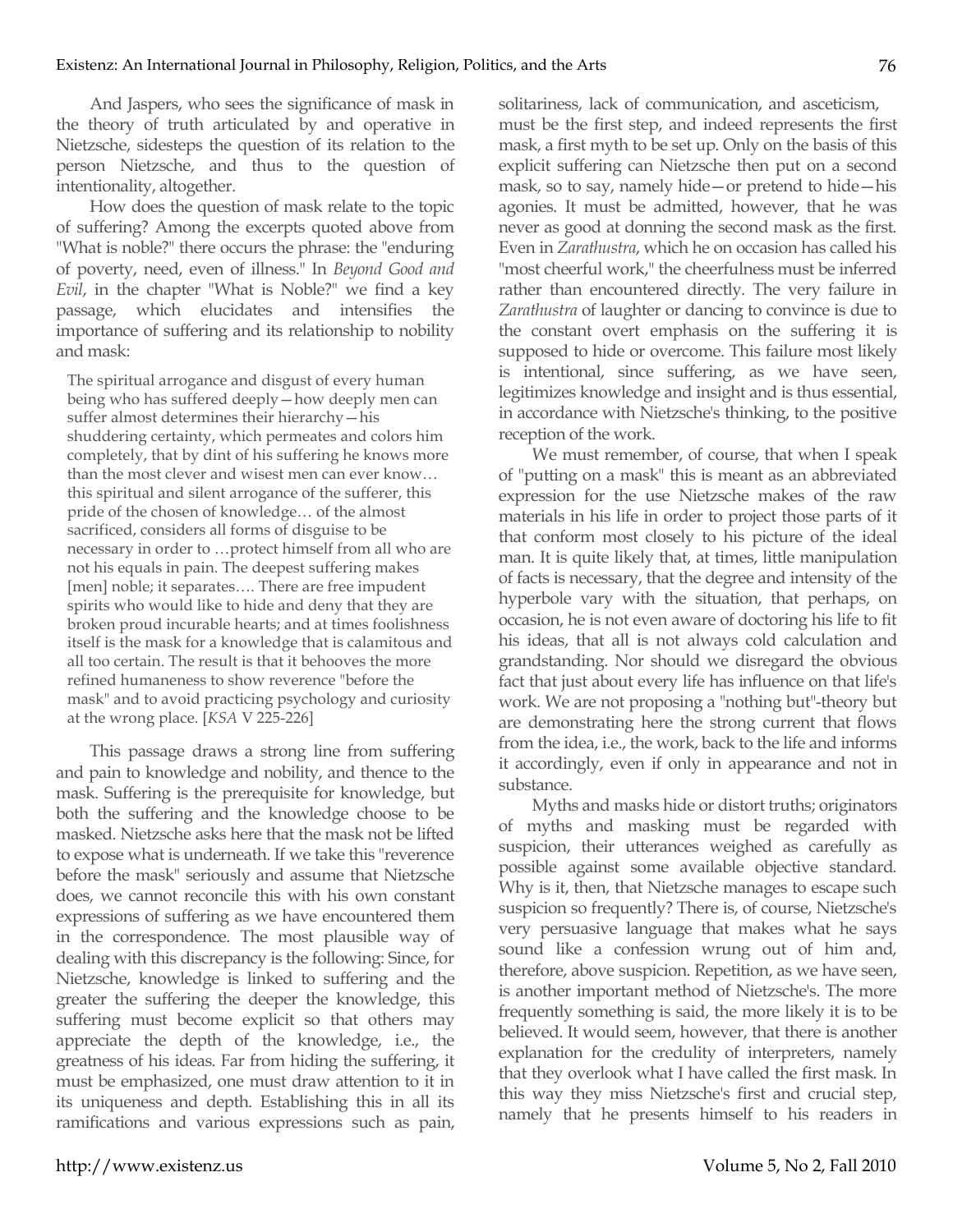And Jaspers, who sees the significance of mask in the theory of truth articulated by and operative in Nietzsche, sidesteps the question of its relation to the person Nietzsche, and thus to the question of intentionality, altogether.

How does the question of mask relate to the topic of suffering? Among the excerpts quoted above from "What is noble?" there occurs the phrase: the "enduring of poverty, need, even of illness." In *Beyond Good and Evil*, in the chapter "What is Noble?" we find a key passage, which elucidates and intensifies the importance of suffering and its relationship to nobility and mask:

> The spiritual arrogance and disgust of every human being who has suffered deeply—how deeply men can suffer almost determines their hierarchy—his shuddering certainty, which permeates and colors him completely, that by dint of his suffering he knows more than the most clever and wisest men can ever know… this spiritual and silent arrogance of the sufferer, this pride of the chosen of knowledge… of the almost sacrificed, considers all forms of disguise to be necessary in order to …protect himself from all who are not his equals in pain. The deepest suffering makes [men] noble; it separates…. There are free impudent spirits who would like to hide and deny that they are broken proud incurable hearts; and at times foolishness itself is the mask for a knowledge that is calamitous and all too certain. The result is that it behooves the more refined humaneness to show reverence "before the mask" and to avoid practicing psychology and curiosity at the wrong place. [*KSA* V 225-226]

This passage draws a strong line from suffering and pain to knowledge and nobility, and thence to the mask. Suffering is the prerequisite for knowledge, but both the suffering and the knowledge choose to be masked. Nietzsche asks here that the mask not be lifted to expose what is underneath. If we take this "reverence before the mask" seriously and assume that Nietzsche does, we cannot reconcile this with his own constant expressions of suffering as we have encountered them in the correspondence. The most plausible way of dealing with this discrepancy is the following: Since, for Nietzsche, knowledge is linked to suffering and the greater the suffering the deeper the knowledge, this suffering must become explicit so that others may appreciate the depth of the knowledge, i.e., the greatness of his ideas. Far from hiding the suffering, it must be emphasized, one must draw attention to it in its uniqueness and depth. Establishing this in all its ramifications and various expressions such as pain, solitariness, lack of communication, and asceticism, must be the first step, and indeed represents the first mask, a first myth to be set up. Only on the basis of this explicit suffering can Nietzsche then put on a second mask, so to say, namely hide—or pretend to hide—his agonies. It must be admitted, however, that he was never as good at donning the second mask as the first. Even in *Zarathustra*, which he on occasion has called his "most cheerful work," the cheerfulness must be inferred rather than encountered directly. The very failure in *Zarathustra* of laughter or dancing to convince is due to the constant overt emphasis on the suffering it is supposed to hide or overcome. This failure most likely is intentional, since suffering, as we have seen, legitimizes knowledge and insight and is thus essential, in accordance with Nietzsche's thinking, to the positive reception of the work.

We must remember, of course, that when I speak of "putting on a mask" this is meant as an abbreviated expression for the use Nietzsche makes of the raw materials in his life in order to project those parts of it that conform most closely to his picture of the ideal man. It is quite likely that, at times, little manipulation of facts is necessary, that the degree and intensity of the hyperbole vary with the situation, that perhaps, on occasion, he is not even aware of doctoring his life to fit his ideas, that all is not always cold calculation and grandstanding. Nor should we disregard the obvious fact that just about every life has influence on that life's work. We are not proposing a "nothing but"-theory but are demonstrating here the strong current that flows from the idea, i.e., the work, back to the life and informs it accordingly, even if only in appearance and not in substance.

Myths and masks hide or distort truths; originators of myths and masking must be regarded with suspicion, their utterances weighed as carefully as possible against some available objective standard. Why is it, then, that Nietzsche manages to escape such suspicion so frequently? There is, of course, Nietzsche's very persuasive language that makes what he says sound like a confession wrung out of him and, therefore, above suspicion. Repetition, as we have seen, is another important method of Nietzsche's. The more frequently something is said, the more likely it is to be believed. It would seem, however, that there is another explanation for the credulity of interpreters, namely that they overlook what I have called the first mask. In this way they miss Nietzsche's first and crucial step, namely that he presents himself to his readers in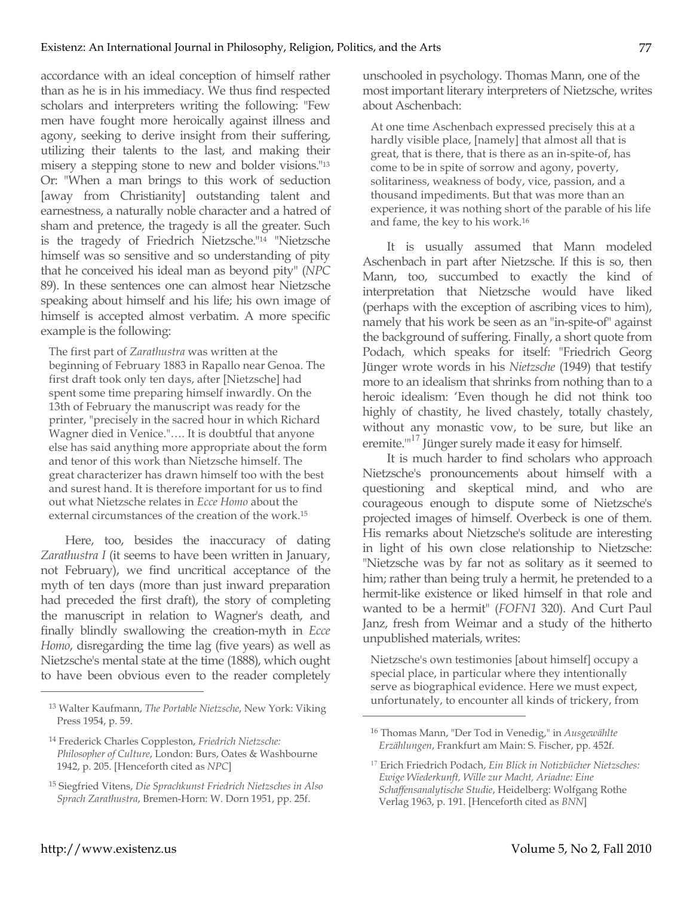accordance with an ideal conception of himself rather than as he is in his immediacy. We thus find respected scholars and interpreters writing the following: "Few men have fought more heroically against illness and agony, seeking to derive insight from their suffering, utilizing their talents to the last, and making their misery a stepping stone to new and bolder visions."[13] Or: "When a man brings to this work of seduction [away from Christianity] outstanding talent and earnestness, a naturally noble character and a hatred of sham and pretence, the tragedy is all the greater. Such is the tragedy of Friedrich Nietzsche."[14] "Nietzsche himself was so sensitive and so understanding of pity that he conceived his ideal man as beyond pity" (*NPC* 89). In these sentences one can almost hear Nietzsche speaking about himself and his life; his own image of himself is accepted almost verbatim. A more specific example is the following:

> The first part of *Zarathustra* was written at the beginning of February 1883 in Rapallo near Genoa. The first draft took only ten days, after [Nietzsche] had spent some time preparing himself inwardly. On the 13th of February the manuscript was ready for the printer, "precisely in the sacred hour in which Richard Wagner died in Venice."…. It is doubtful that anyone else has said anything more appropriate about the form and tenor of this work than Nietzsche himself. The great characterizer has drawn himself too with the best and surest hand. It is therefore important for us to find out what Nietzsche relates in *Ecce Homo* about the external circumstances of the creation of the work.[15]

Here, too, besides the inaccuracy of dating *Zarathustra I* (it seems to have been written in January, not February), we find uncritical acceptance of the myth of ten days (more than just inward preparation had preceded the first draft), the story of completing the manuscript in relation to Wagner's death, and finally blindly swallowing the creation-myth in *Ecce Homo*, disregarding the time lag (five years) as well as Nietzsche's mental state at the time (1888), which ought to have been obvious even to the reader completely unschooled in psychology. Thomas Mann, one of the most important literary interpreters of Nietzsche, writes about Aschenbach:

> At one time Aschenbach expressed precisely this at a hardly visible place, [namely] that almost all that is great, that is there, that is there as an in-spite-of, has come to be in spite of sorrow and agony, poverty, solitariness, weakness of body, vice, passion, and a thousand impediments. But that was more than an experience, it was nothing short of the parable of his life and fame, the key to his work.[16]

It is usually assumed that Mann modeled Aschenbach in part after Nietzsche. If this is so, then Mann, too, succumbed to exactly the kind of interpretation that Nietzsche would have liked (perhaps with the exception of ascribing vices to him), namely that his work be seen as an "in-spite-of" against the background of suffering. Finally, a short quote from Podach, which speaks for itself: "Friedrich Georg Jünger wrote words in his *Nietzsche* (1949) that testify more to an idealism that shrinks from nothing than to a heroic idealism: 'Even though he did not think too highly of chastity, he lived chastely, totally chastely, without any monastic vow, to be sure, but like an eremite.'"[17] Jünger surely made it easy for himself.

It is much harder to find scholars who approach Nietzsche's pronouncements about himself with a questioning and skeptical mind, and who are courageous enough to dispute some of Nietzsche's projected images of himself. Overbeck is one of them. His remarks about Nietzsche's solitude are interesting in light of his own close relationship to Nietzsche: "Nietzsche was by far not as solitary as it seemed to him; rather than being truly a hermit, he pretended to a hermit-like existence or liked himself in that role and wanted to be a hermit" (*FOFN1* 320). And Curt Paul Janz, fresh from Weimar and a study of the hitherto unpublished materials, writes:

> Nietzsche's own testimonies [about himself] occupy a special place, in particular where they intentionally serve as biographical evidence. Here we must expect, unfortunately, to encounter all kinds of trickery, from

---

[13] Walter Kaufmann, *The Portable Nietzsche*, New York: Viking Press 1954, p. 59.

[14] Frederick Charles Coppleston, *Friedrich Nietzsche: Philosopher of Culture*, London: Burs, Oates & Washbourne 1942, p. 205. [Henceforth cited as *NPC*]

[15] Siegfried Vitens, *Die Sprachkunst Friedrich Nietzsches in Also Sprach Zarathustra*, Bremen-Horn: W. Dorn 1951, pp. 25f.

[16] Thomas Mann, "Der Tod in Venedig," in *Ausgewählte Erzählungen*, Frankfurt am Main: S. Fischer, pp. 452f.

[17] Erich Friedrich Podach, *Ein Blick in Notizbücher Nietzsches: Ewige Wiederkunft, Wille zur Macht, Ariadne: Eine Schaffensanalytische Studie*, Heidelberg: Wolfgang Rothe Verlag 1963, p. 191. [Henceforth cited as *BNN*]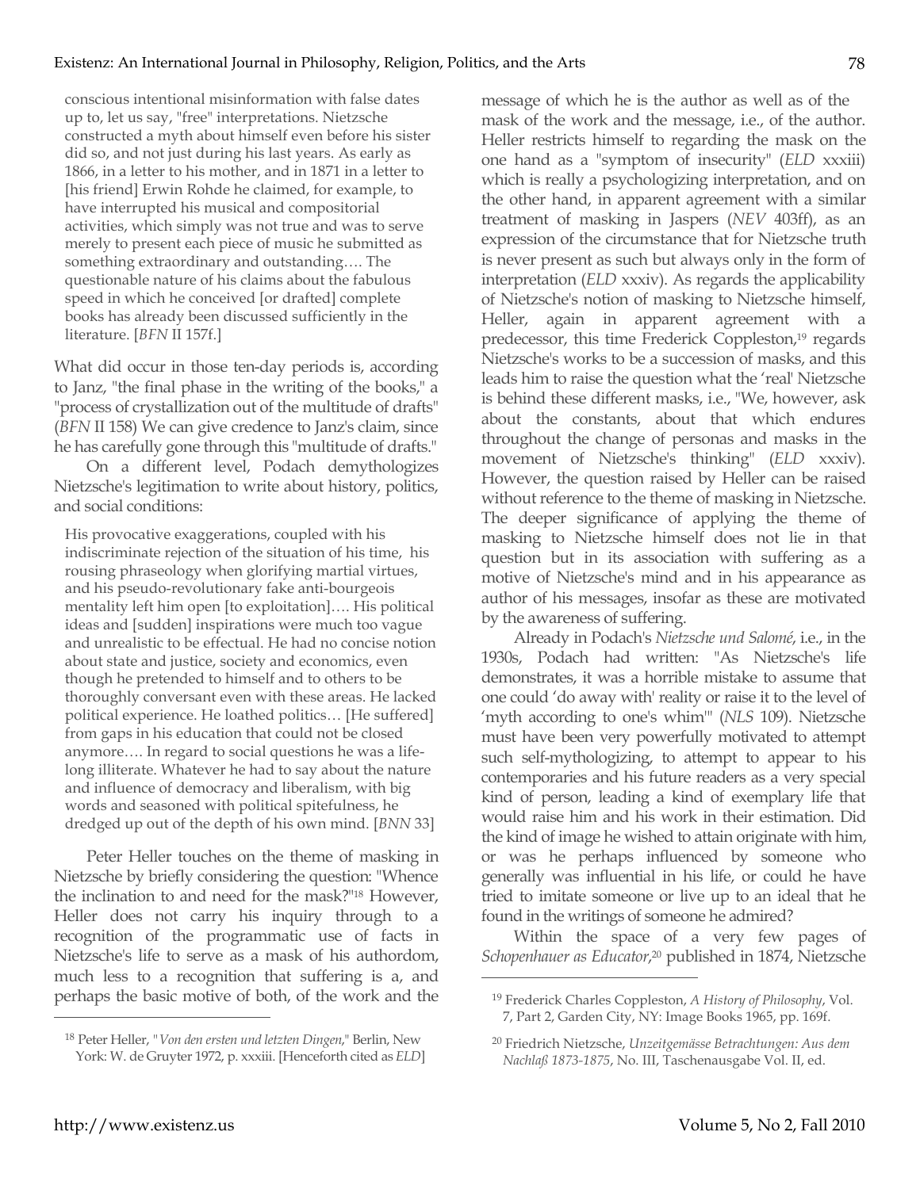conscious intentional misinformation with false dates up to, let us say, "free" interpretations. Nietzsche constructed a myth about himself even before his sister did so, and not just during his last years. As early as 1866, in a letter to his mother, and in 1871 in a letter to [his friend] Erwin Rohde he claimed, for example, to have interrupted his musical and compositorial activities, which simply was not true and was to serve merely to present each piece of music he submitted as something extraordinary and outstanding…. The questionable nature of his claims about the fabulous speed in which he conceived [or drafted] complete books has already been discussed sufficiently in the literature. [*BFN* II 157f.]

What did occur in those ten-day periods is, according to Janz, "the final phase in the writing of the books," a "process of crystallization out of the multitude of drafts" (*BFN* II 158) We can give credence to Janz's claim, since he has carefully gone through this "multitude of drafts."

On a different level, Podach demythologizes Nietzsche's legitimation to write about history, politics, and social conditions:

> His provocative exaggerations, coupled with his indiscriminate rejection of the situation of his time, his rousing phraseology when glorifying martial virtues, and his pseudo-revolutionary fake anti-bourgeois mentality left him open [to exploitation]…. His political ideas and [sudden] inspirations were much too vague and unrealistic to be effectual. He had no concise notion about state and justice, society and economics, even though he pretended to himself and to others to be thoroughly conversant even with these areas. He lacked political experience. He loathed politics… [He suffered] from gaps in his education that could not be closed anymore…. In regard to social questions he was a life-long illiterate. Whatever he had to say about the nature and influence of democracy and liberalism, with big words and seasoned with political spitefulness, he dredged up out of the depth of his own mind. [*BNN* 33]

Peter Heller touches on the theme of masking in Nietzsche by briefly considering the question: "Whence the inclination to and need for the mask?"[18] However, Heller does not carry his inquiry through to a recognition of the programmatic use of facts in Nietzsche's life to serve as a mask of his authordom, much less to a recognition that suffering is a, and perhaps the basic motive of both, of the work and the message of which he is the author as well as of the mask of the work and the message, i.e., of the author. Heller restricts himself to regarding the mask on the one hand as a "symptom of insecurity" (*ELD* xxxiii) which is really a psychologizing interpretation, and on the other hand, in apparent agreement with a similar treatment of masking in Jaspers (*NEV* 403ff), as an expression of the circumstance that for Nietzsche truth is never present as such but always only in the form of interpretation (*ELD* xxxiv). As regards the applicability of Nietzsche's notion of masking to Nietzsche himself, Heller, again in apparent agreement with a predecessor, this time Frederick Coppleston,[19] regards Nietzsche's works to be a succession of masks, and this leads him to raise the question what the 'real' Nietzsche is behind these different masks, i.e., "We, however, ask about the constants, about that which endures throughout the change of personas and masks in the movement of Nietzsche's thinking" (*ELD* xxxiv). However, the question raised by Heller can be raised without reference to the theme of masking in Nietzsche. The deeper significance of applying the theme of masking to Nietzsche himself does not lie in that question but in its association with suffering as a motive of Nietzsche's mind and in his appearance as author of his messages, insofar as these are motivated by the awareness of suffering.

Already in Podach's *Nietzsche und Salomé*, i.e., in the 1930s, Podach had written: "As Nietzsche's life demonstrates, it was a horrible mistake to assume that one could 'do away with' reality or raise it to the level of 'myth according to one's whim'" (*NLS* 109). Nietzsche must have been very powerfully motivated to attempt such self-mythologizing, to attempt to appear to his contemporaries and his future readers as a very special kind of person, leading a kind of exemplary life that would raise him and his work in their estimation. Did the kind of image he wished to attain originate with him, or was he perhaps influenced by someone who generally was influential in his life, or could he have tried to imitate someone or live up to an ideal that he found in the writings of someone he admired?

Within the space of a very few pages of *Schopenhauer as Educator*,[20] published in 1874, Nietzsche

---

[18] Peter Heller, "*Von den ersten und letzten Dingen*," Berlin, New York: W. de Gruyter 1972, p. xxxiii. [Henceforth cited as *ELD*]

[19] Frederick Charles Coppleston, *A History of Philosophy*, Vol. 7, Part 2, Garden City, NY: Image Books 1965, pp. 169f.

[20] Friedrich Nietzsche, *Unzeitgemässe Betrachtungen: Aus dem Nachlaß 1873-1875*, No. III, Taschenausgabe Vol. II, ed.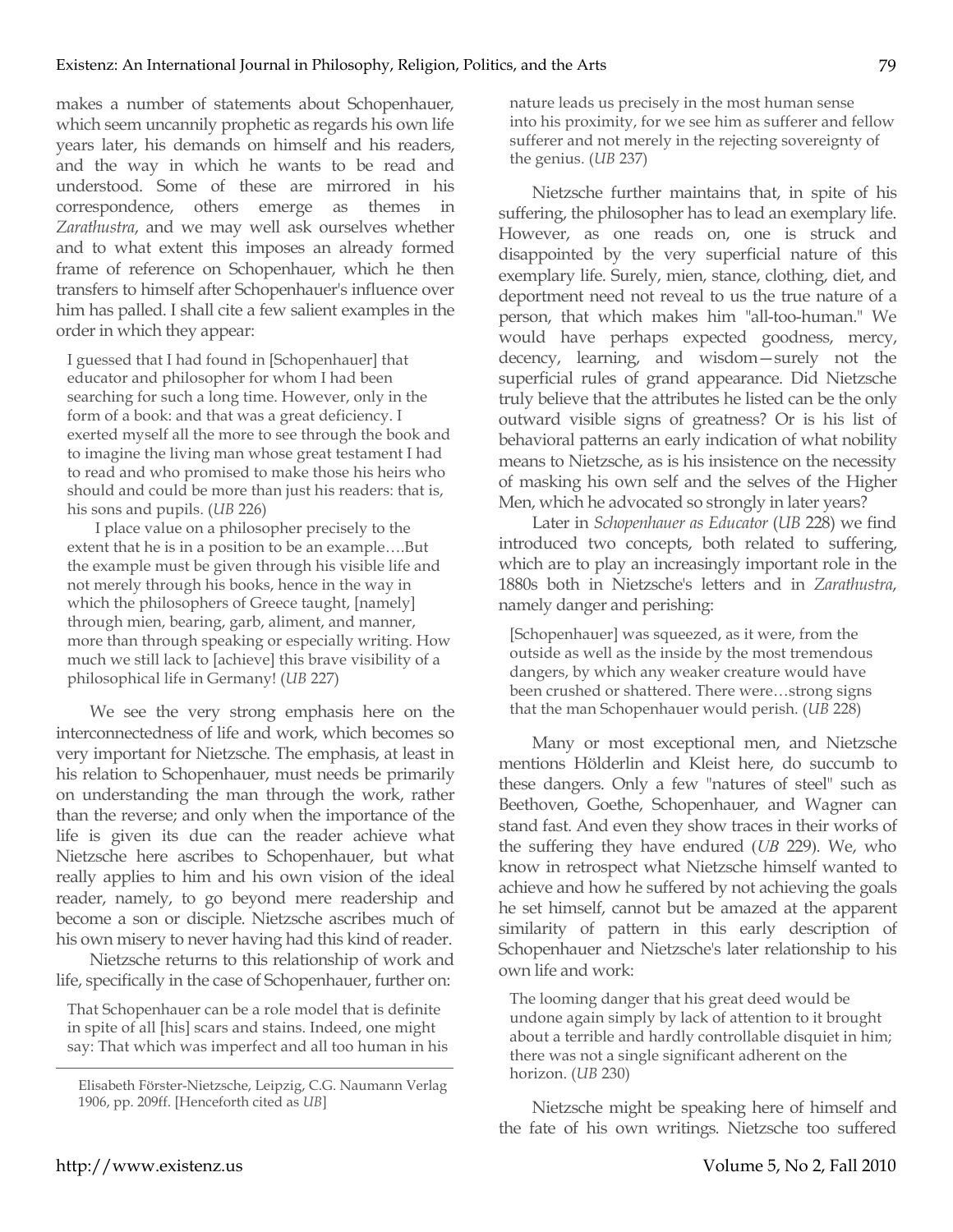makes a number of statements about Schopenhauer, which seem uncannily prophetic as regards his own life years later, his demands on himself and his readers, and the way in which he wants to be read and understood. Some of these are mirrored in his correspondence, others emerge as themes in *Zarathustra*, and we may well ask ourselves whether and to what extent this imposes an already formed frame of reference on Schopenhauer, which he then transfers to himself after Schopenhauer's influence over him has palled. I shall cite a few salient examples in the order in which they appear:

> I guessed that I had found in [Schopenhauer] that educator and philosopher for whom I had been searching for such a long time. However, only in the form of a book: and that was a great deficiency. I exerted myself all the more to see through the book and to imagine the living man whose great testament I had to read and who promised to make those his heirs who should and could be more than just his readers: that is, his sons and pupils. (*UB* 226)
>
> I place value on a philosopher precisely to the extent that he is in a position to be an example….But the example must be given through his visible life and not merely through his books, hence in the way in which the philosophers of Greece taught, [namely] through mien, bearing, garb, aliment, and manner, more than through speaking or especially writing. How much we still lack to [achieve] this brave visibility of a philosophical life in Germany! (*UB* 227)

We see the very strong emphasis here on the interconnectedness of life and work, which becomes so very important for Nietzsche. The emphasis, at least in his relation to Schopenhauer, must needs be primarily on understanding the man through the work, rather than the reverse; and only when the importance of the life is given its due can the reader achieve what Nietzsche here ascribes to Schopenhauer, but what really applies to him and his own vision of the ideal reader, namely, to go beyond mere readership and become a son or disciple. Nietzsche ascribes much of his own misery to never having had this kind of reader.

Nietzsche returns to this relationship of work and life, specifically in the case of Schopenhauer, further on:

> That Schopenhauer can be a role model that is definite in spite of all [his] scars and stains. Indeed, one might say: That which was imperfect and all too human in his nature leads us precisely in the most human sense into his proximity, for we see him as sufferer and fellow sufferer and not merely in the rejecting sovereignty of the genius. (*UB* 237)

Nietzsche further maintains that, in spite of his suffering, the philosopher has to lead an exemplary life. However, as one reads on, one is struck and disappointed by the very superficial nature of this exemplary life. Surely, mien, stance, clothing, diet, and deportment need not reveal to us the true nature of a person, that which makes him "all-too-human." We would have perhaps expected goodness, mercy, decency, learning, and wisdom—surely not the superficial rules of grand appearance. Did Nietzsche truly believe that the attributes he listed can be the only outward visible signs of greatness? Or is his list of behavioral patterns an early indication of what nobility means to Nietzsche, as is his insistence on the necessity of masking his own self and the selves of the Higher Men, which he advocated so strongly in later years?

Later in *Schopenhauer as Educator* (*UB* 228) we find introduced two concepts, both related to suffering, which are to play an increasingly important role in the 1880s both in Nietzsche's letters and in *Zarathustra*, namely danger and perishing:

> [Schopenhauer] was squeezed, as it were, from the outside as well as the inside by the most tremendous dangers, by which any weaker creature would have been crushed or shattered. There were…strong signs that the man Schopenhauer would perish. (*UB* 228)

Many or most exceptional men, and Nietzsche mentions Hölderlin and Kleist here, do succumb to these dangers. Only a few "natures of steel" such as Beethoven, Goethe, Schopenhauer, and Wagner can stand fast. And even they show traces in their works of the suffering they have endured (*UB* 229). We, who know in retrospect what Nietzsche himself wanted to achieve and how he suffered by not achieving the goals he set himself, cannot but be amazed at the apparent similarity of pattern in this early description of Schopenhauer and Nietzsche's later relationship to his own life and work:

> The looming danger that his great deed would be undone again simply by lack of attention to it brought about a terrible and hardly controllable disquiet in him; there was not a single significant adherent on the horizon. (*UB* 230)

Nietzsche might be speaking here of himself and the fate of his own writings. Nietzsche too suffered

---

Elisabeth Förster-Nietzsche, Leipzig, C.G. Naumann Verlag 1906, pp. 209ff. [Henceforth cited as *UB*]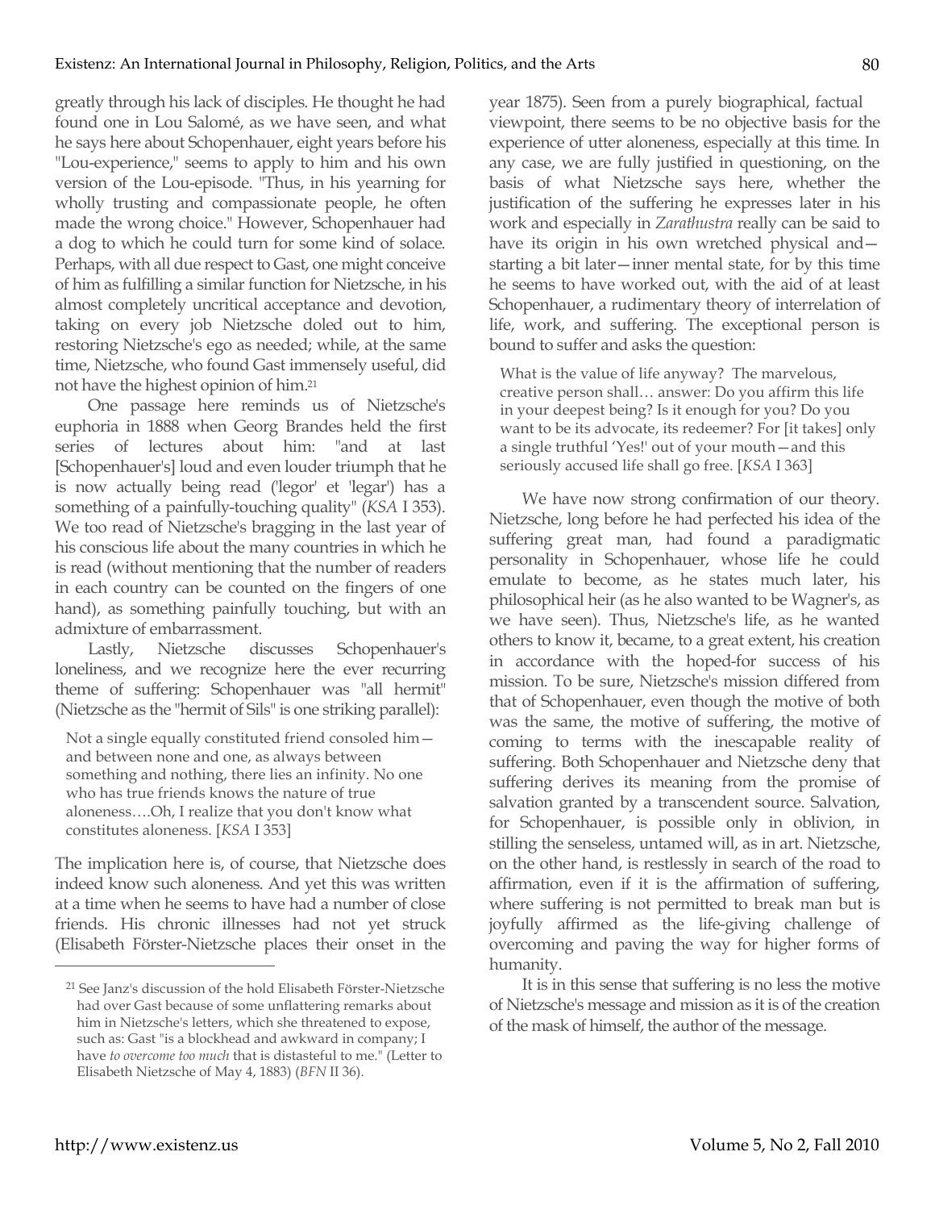greatly through his lack of disciples. He thought he had found one in Lou Salomé, as we have seen, and what he says here about Schopenhauer, eight years before his "Lou-experience," seems to apply to him and his own version of the Lou-episode. "Thus, in his yearning for wholly trusting and compassionate people, he often made the wrong choice." However, Schopenhauer had a dog to which he could turn for some kind of solace. Perhaps, with all due respect to Gast, one might conceive of him as fulfilling a similar function for Nietzsche, in his almost completely uncritical acceptance and devotion, taking on every job Nietzsche doled out to him, restoring Nietzsche's ego as needed; while, at the same time, Nietzsche, who found Gast immensely useful, did not have the highest opinion of him.[21]

One passage here reminds us of Nietzsche's euphoria in 1888 when Georg Brandes held the first series of lectures about him: "and at last [Schopenhauer's] loud and even louder triumph that he is now actually being read ('legor' et 'legar') has a something of a painfully-touching quality" (*KSA* I 353). We too read of Nietzsche's bragging in the last year of his conscious life about the many countries in which he is read (without mentioning that the number of readers in each country can be counted on the fingers of one hand), as something painfully touching, but with an admixture of embarrassment.

Lastly, Nietzsche discusses Schopenhauer's loneliness, and we recognize here the ever recurring theme of suffering: Schopenhauer was "all hermit" (Nietzsche as the "hermit of Sils" is one striking parallel):

> Not a single equally constituted friend consoled him—and between none and one, as always between something and nothing, there lies an infinity. No one who has true friends knows the nature of true aloneness….Oh, I realize that you don't know what constitutes aloneness. [*KSA* I 353]

The implication here is, of course, that Nietzsche does indeed know such aloneness. And yet this was written at a time when he seems to have had a number of close friends. His chronic illnesses had not yet struck (Elisabeth Förster-Nietzsche places their onset in the year 1875). Seen from a purely biographical, factual viewpoint, there seems to be no objective basis for the experience of utter aloneness, especially at this time. In any case, we are fully justified in questioning, on the basis of what Nietzsche says here, whether the justification of the suffering he expresses later in his work and especially in *Zarathustra* really can be said to have its origin in his own wretched physical and—starting a bit later—inner mental state, for by this time he seems to have worked out, with the aid of at least Schopenhauer, a rudimentary theory of interrelation of life, work, and suffering. The exceptional person is bound to suffer and asks the question:

> What is the value of life anyway? The marvelous, creative person shall… answer: Do you affirm this life in your deepest being? Is it enough for you? Do you want to be its advocate, its redeemer? For [it takes] only a single truthful 'Yes!' out of your mouth—and this seriously accused life shall go free. [*KSA* I 363]

We have now strong confirmation of our theory. Nietzsche, long before he had perfected his idea of the suffering great man, had found a paradigmatic personality in Schopenhauer, whose life he could emulate to become, as he states much later, his philosophical heir (as he also wanted to be Wagner's, as we have seen). Thus, Nietzsche's life, as he wanted others to know it, became, to a great extent, his creation in accordance with the hoped-for success of his mission. To be sure, Nietzsche's mission differed from that of Schopenhauer, even though the motive of both was the same, the motive of suffering, the motive of coming to terms with the inescapable reality of suffering. Both Schopenhauer and Nietzsche deny that suffering derives its meaning from the promise of salvation granted by a transcendent source. Salvation, for Schopenhauer, is possible only in oblivion, in stilling the senseless, untamed will, as in art. Nietzsche, on the other hand, is restlessly in search of the road to affirmation, even if it is the affirmation of suffering, where suffering is not permitted to break man but is joyfully affirmed as the life-giving challenge of overcoming and paving the way for higher forms of humanity.

It is in this sense that suffering is no less the motive of Nietzsche's message and mission as it is of the creation of the mask of himself, the author of the message.

---

[21] See Janz's discussion of the hold Elisabeth Förster-Nietzsche had over Gast because of some unflattering remarks about him in Nietzsche's letters, which she threatened to expose, such as: Gast "is a blockhead and awkward in company; I have *to overcome too much* that is distasteful to me." (Letter to Elisabeth Nietzsche of May 4, 1883) (*BFN* II 36).